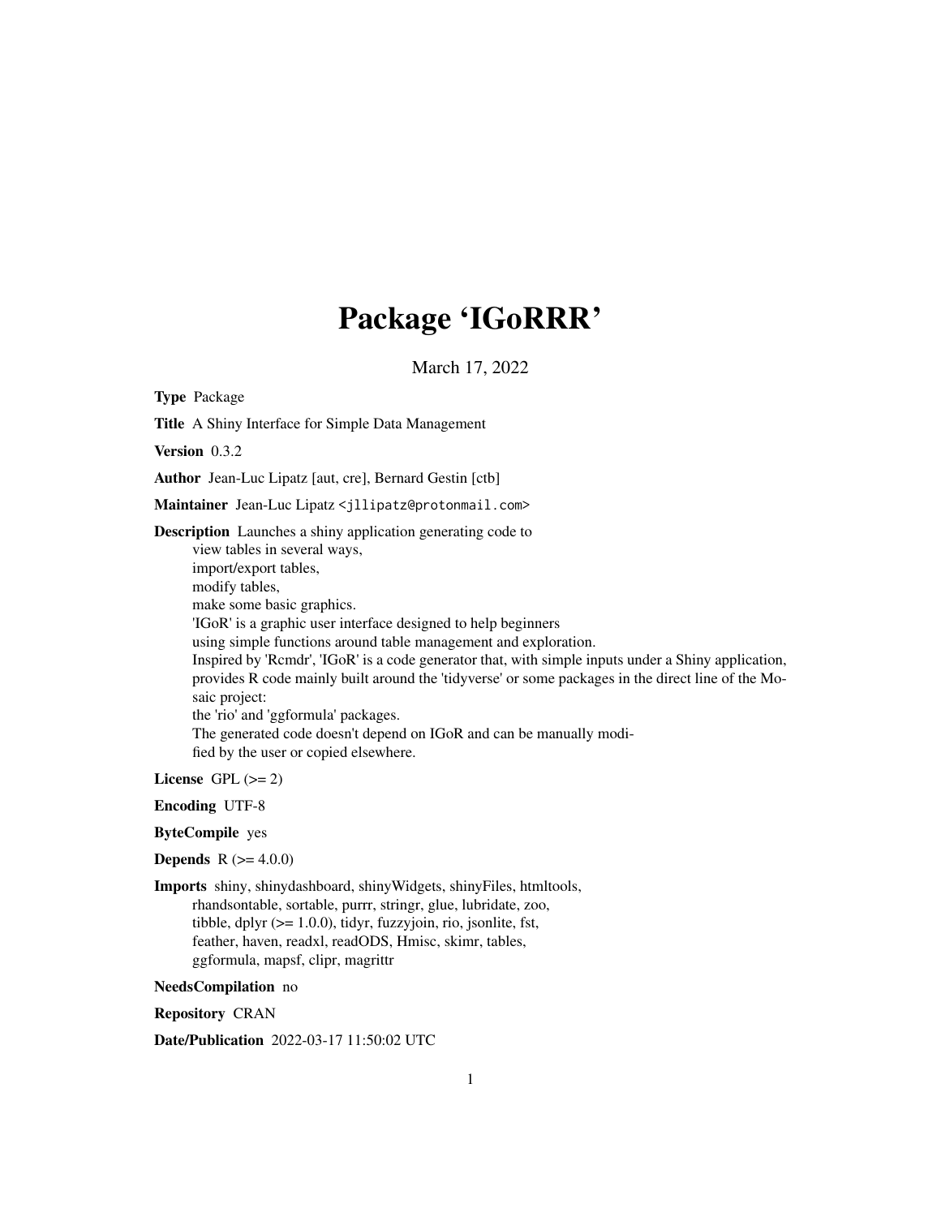# Package 'IGoRRR'

March 17, 2022

**Type** Package

**Title** A Shiny Interface for Simple Data Management

**Version** 0.3.2

**Author** Jean-Luc Lipatz [aut, cre], Bernard Gestin [ctb]

**Maintainer** Jean-Luc Lipatz <jllipatz@protonmail.com>

**Description** Launches a shiny application generating code to
view tables in several ways,
import/export tables,
modify tables,
make some basic graphics.
'IGoR' is a graphic user interface designed to help beginners
using simple functions around table management and exploration.
Inspired by 'Rcmdr', 'IGoR' is a code generator that, with simple inputs under a Shiny application, provides R code mainly built around the 'tidyverse' or some packages in the direct line of the Mosaic project:
the 'rio' and 'ggformula' packages.
The generated code doesn't depend on IGoR and can be manually modified by the user or copied elsewhere.

**License** GPL (>= 2)

**Encoding** UTF-8

**ByteCompile** yes

**Depends** R (>= 4.0.0)

**Imports** shiny, shinydashboard, shinyWidgets, shinyFiles, htmltools,
rhandsontable, sortable, purrr, stringr, glue, lubridate, zoo,
tibble, dplyr (>= 1.0.0), tidyr, fuzzyjoin, rio, jsonlite, fst,
feather, haven, readxl, readODS, Hmisc, skimr, tables,
ggformula, mapsf, clipr, magrittr

**NeedsCompilation** no

**Repository** CRAN

**Date/Publication** 2022-03-17 11:50:02 UTC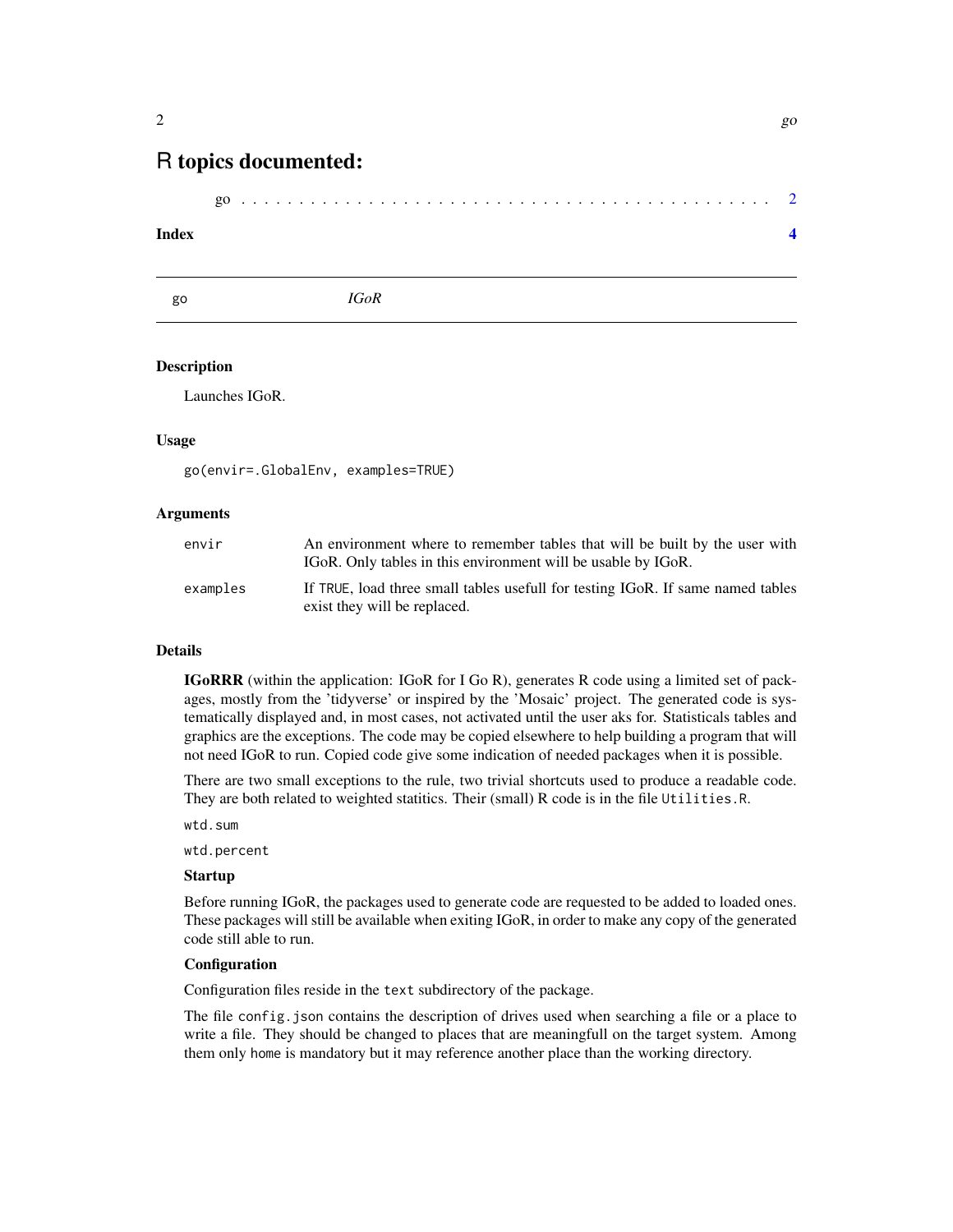# R topics documented:

go . . . . . . . . . . . . . . . . . . . . . . . . . . . . . . . . . . . . . . . . . . . 2

**Index** 4

---

`go` *IGoR*

---

## Description

Launches IGoR.

## Usage

```
go(envir=.GlobalEnv, examples=TRUE)
```

## Arguments

| | |
|---|---|
| `envir` | An environment where to remember tables that will be built by the user with IGoR. Only tables in this environment will be usable by IGoR. |
| `examples` | If `TRUE`, load three small tables usefull for testing IGoR. If same named tables exist they will be replaced. |

## Details

**IGoRRR** (within the application: IGoR for I Go R), generates R code using a limited set of packages, mostly from the 'tidyverse' or inspired by the 'Mosaic' project. The generated code is systematically displayed and, in most cases, not activated until the user aks for. Statisticals tables and graphics are the exceptions. The code may be copied elsewhere to help building a program that will not need IGoR to run. Copied code give some indication of needed packages when it is possible.

There are two small exceptions to the rule, two trivial shortcuts used to produce a readable code. They are both related to weighted statitics. Their (small) R code is in the file `Utilities.R`.

`wtd.sum`

`wtd.percent`

### Startup

Before running IGoR, the packages used to generate code are requested to be added to loaded ones. These packages will still be available when exiting IGoR, in order to make any copy of the generated code still able to run.

### Configuration

Configuration files reside in the `text` subdirectory of the package.

The file `config.json` contains the description of drives used when searching a file or a place to write a file. They should be changed to places that are meaningfull on the target system. Among them only `home` is mandatory but it may reference another place than the working directory.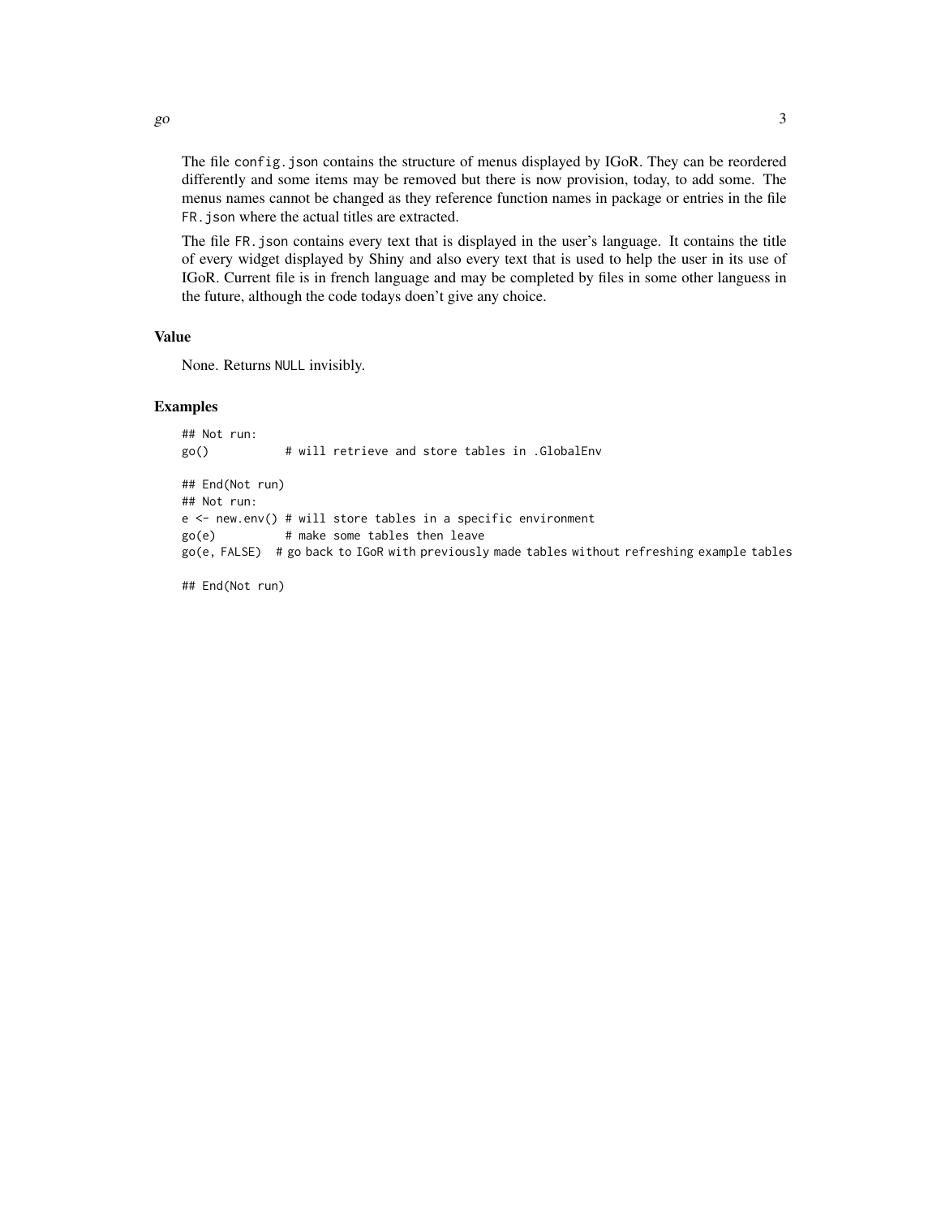The file `config.json` contains the structure of menus displayed by IGoR. They can be reordered differently and some items may be removed but there is now provision, today, to add some. The menus names cannot be changed as they reference function names in package or entries in the file `FR.json` where the actual titles are extracted.

The file `FR.json` contains every text that is displayed in the user's language. It contains the title of every widget displayed by Shiny and also every text that is used to help the user in its use of IGoR. Current file is in french language and may be completed by files in some other languess in the future, although the code todays doesn't give any choice.

### Value

None. Returns `NULL` invisibly.

### Examples

```
## Not run:
go()           # will retrieve and store tables in .GlobalEnv

## End(Not run)
## Not run:
e <- new.env() # will store tables in a specific environment
go(e)          # make some tables then leave
go(e, FALSE)  # go back to IGoR with previously made tables without refreshing example tables

## End(Not run)
```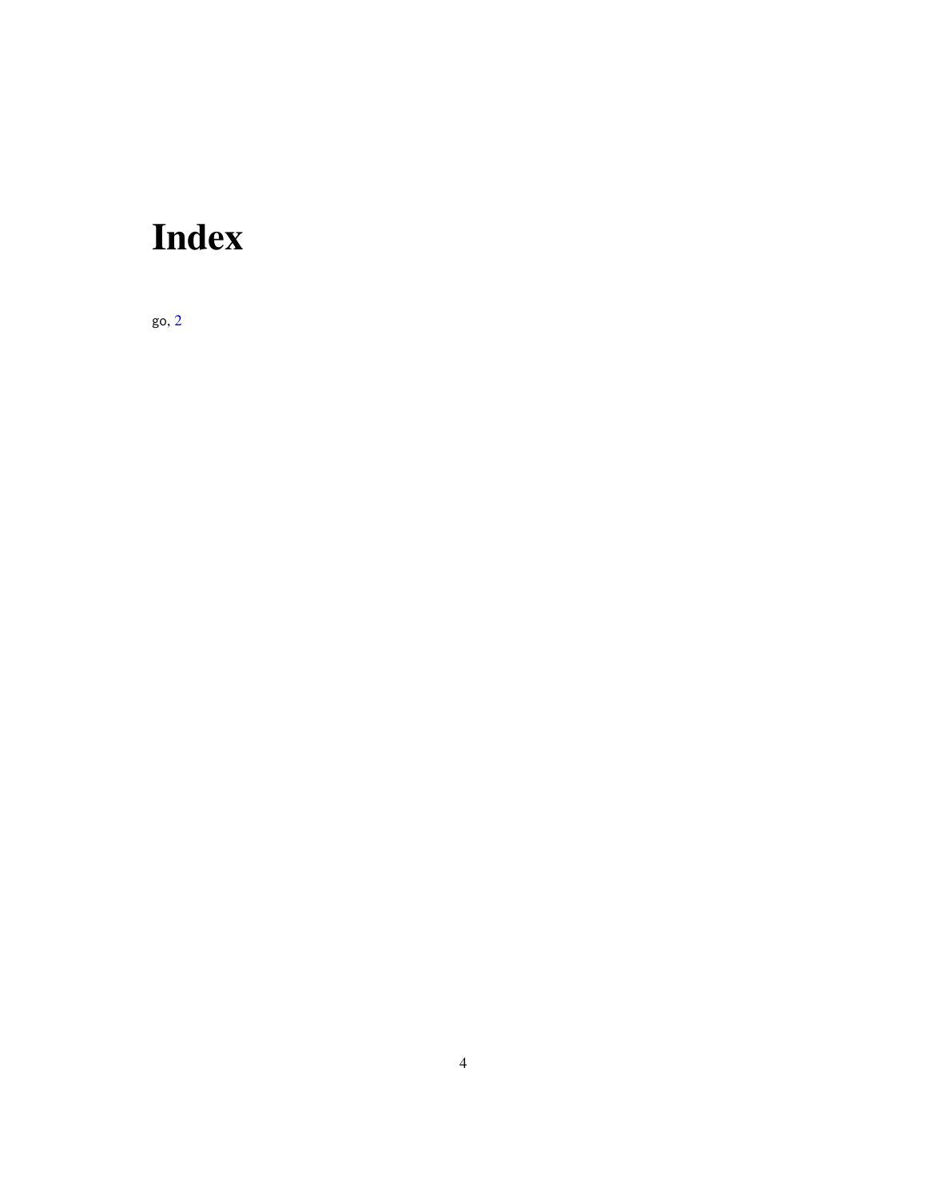# Index

go, 2